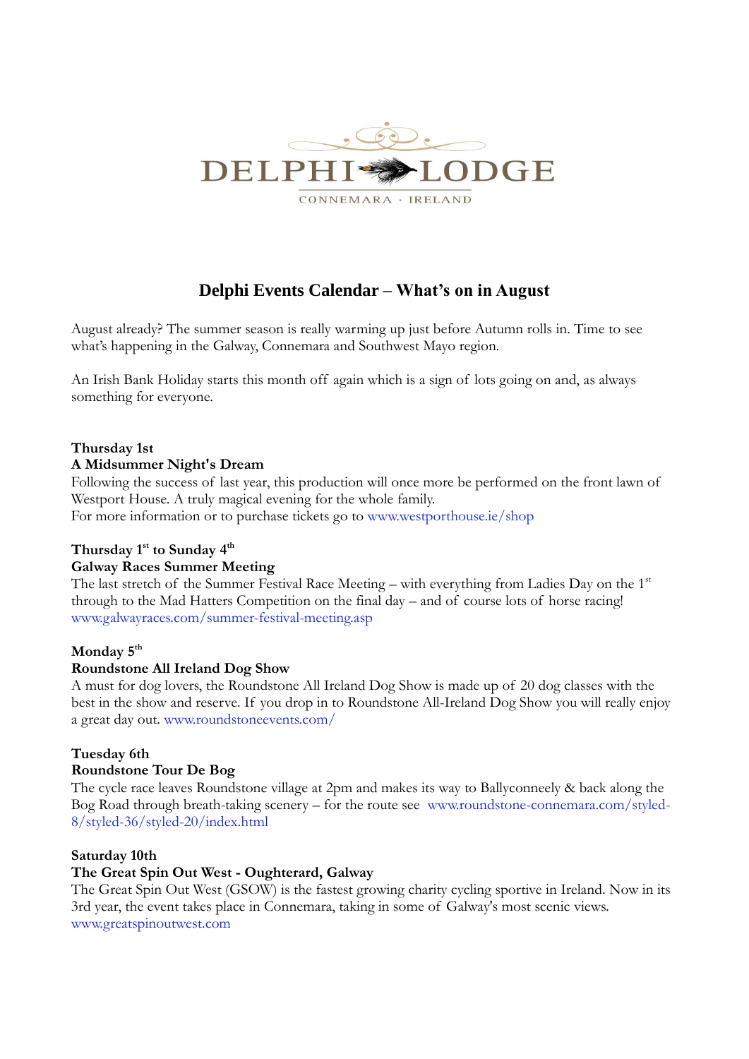DELPHI LODGE

CONNEMARA · IRELAND

# Delphi Events Calendar – What's on in August

August already? The summer season is really warming up just before Autumn rolls in. Time to see what's happening in the Galway, Connemara and Southwest Mayo region.

An Irish Bank Holiday starts this month off again which is a sign of lots going on and, as always something for everyone.

**Thursday 1st**
**A Midsummer Night's Dream**
Following the success of last year, this production will once more be performed on the front lawn of Westport House. A truly magical evening for the whole family.
For more information or to purchase tickets go to www.westporthouse.ie/shop

**Thursday 1st to Sunday 4th**
**Galway Races Summer Meeting**
The last stretch of the Summer Festival Race Meeting – with everything from Ladies Day on the 1st through to the Mad Hatters Competition on the final day – and of course lots of horse racing!
www.galwayraces.com/summer-festival-meeting.asp

**Monday 5th**
**Roundstone All Ireland Dog Show**
A must for dog lovers, the Roundstone All Ireland Dog Show is made up of 20 dog classes with the best in the show and reserve. If you drop in to Roundstone All-Ireland Dog Show you will really enjoy a great day out. www.roundstoneevents.com/

**Tuesday 6th**
**Roundstone Tour De Bog**
The cycle race leaves Roundstone village at 2pm and makes its way to Ballyconneely & back along the Bog Road through breath-taking scenery – for the route see www.roundstone-connemara.com/styled-8/styled-36/styled-20/index.html

**Saturday 10th**
**The Great Spin Out West - Oughterard, Galway**
The Great Spin Out West (GSOW) is the fastest growing charity cycling sportive in Ireland. Now in its 3rd year, the event takes place in Connemara, taking in some of Galway's most scenic views.
www.greatspinoutwest.com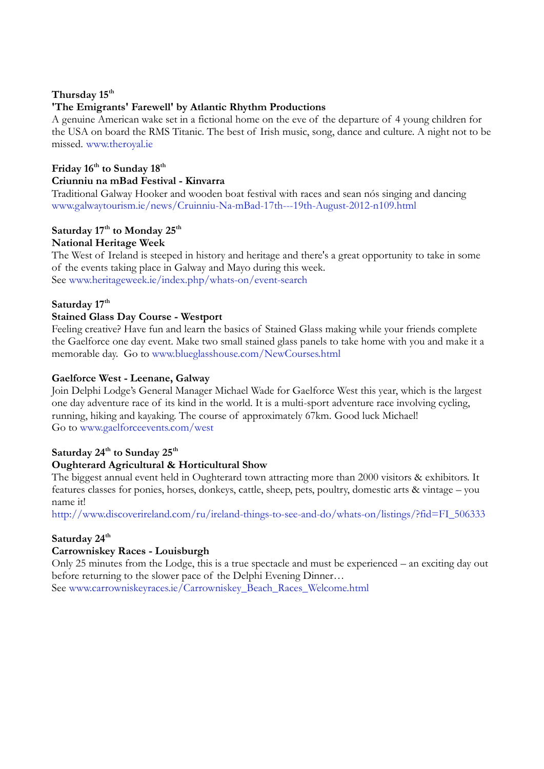**Thursday 15th**
**'The Emigrants' Farewell' by Atlantic Rhythm Productions**
A genuine American wake set in a fictional home on the eve of the departure of 4 young children for the USA on board the RMS Titanic. The best of Irish music, song, dance and culture. A night not to be missed. www.theroyal.ie

**Friday 16th to Sunday 18th**
**Criunniu na mBad Festival - Kinvarra**
Traditional Galway Hooker and wooden boat festival with races and sean nós singing and dancing
www.galwaytourism.ie/news/Cruinniu-Na-mBad-17th---19th-August-2012-n109.html

**Saturday 17th to Monday 25th**
**National Heritage Week**
The West of Ireland is steeped in history and heritage and there's a great opportunity to take in some of the events taking place in Galway and Mayo during this week.
See www.heritageweek.ie/index.php/whats-on/event-search

**Saturday 17th**
**Stained Glass Day Course - Westport**
Feeling creative? Have fun and learn the basics of Stained Glass making while your friends complete the Gaelforce one day event. Make two small stained glass panels to take home with you and make it a memorable day. Go to www.blueglasshouse.com/NewCourses.html

**Gaelforce West - Leenane, Galway**
Join Delphi Lodge's General Manager Michael Wade for Gaelforce West this year, which is the largest one day adventure race of its kind in the world. It is a multi-sport adventure race involving cycling, running, hiking and kayaking. The course of approximately 67km. Good luck Michael!
Go to www.gaelforceevents.com/west

**Saturday 24th to Sunday 25th**
**Oughterard Agricultural & Horticultural Show**
The biggest annual event held in Oughterard town attracting more than 2000 visitors & exhibitors. It features classes for ponies, horses, donkeys, cattle, sheep, pets, poultry, domestic arts & vintage – you name it!
http://www.discoverireland.com/ru/ireland-things-to-see-and-do/whats-on/listings/?fid=FI_506333

**Saturday 24th**
**Carrowniskey Races - Louisburgh**
Only 25 minutes from the Lodge, this is a true spectacle and must be experienced – an exciting day out before returning to the slower pace of the Delphi Evening Dinner…
See www.carrowniskeyraces.ie/Carrowniskey_Beach_Races_Welcome.html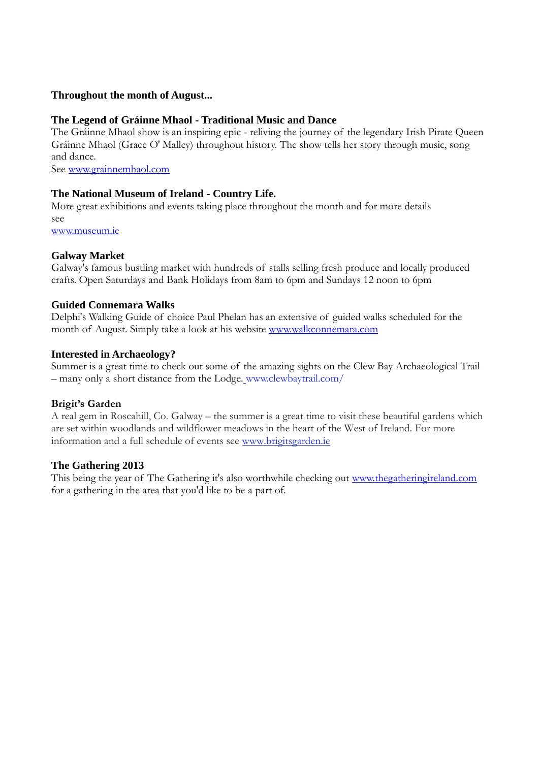**Throughout the month of August...**

**The Legend of Gráinne Mhaol - Traditional Music and Dance**

The Gráinne Mhaol show is an inspiring epic - reliving the journey of the legendary Irish Pirate Queen Gráinne Mhaol (Grace O' Malley) throughout history. The show tells her story through music, song and dance.

See www.grainnemhaol.com

**The National Museum of Ireland - Country Life.**

More great exhibitions and events taking place throughout the month and for more details see

www.museum.ie

**Galway Market**

Galway's famous bustling market with hundreds of stalls selling fresh produce and locally produced crafts. Open Saturdays and Bank Holidays from 8am to 6pm and Sundays 12 noon to 6pm

**Guided Connemara Walks**

Delphi's Walking Guide of choice Paul Phelan has an extensive of guided walks scheduled for the month of August. Simply take a look at his website www.walkconnemara.com

**Interested in Archaeology?**

Summer is a great time to check out some of the amazing sights on the Clew Bay Archaeological Trail – many only a short distance from the Lodge. www.clewbaytrail.com/

**Brigit's Garden**

A real gem in Roscahill, Co. Galway – the summer is a great time to visit these beautiful gardens which are set within woodlands and wildflower meadows in the heart of the West of Ireland. For more information and a full schedule of events see www.brigitsgarden.ie

**The Gathering 2013**

This being the year of The Gathering it's also worthwhile checking out www.thegatheringireland.com for a gathering in the area that you'd like to be a part of.